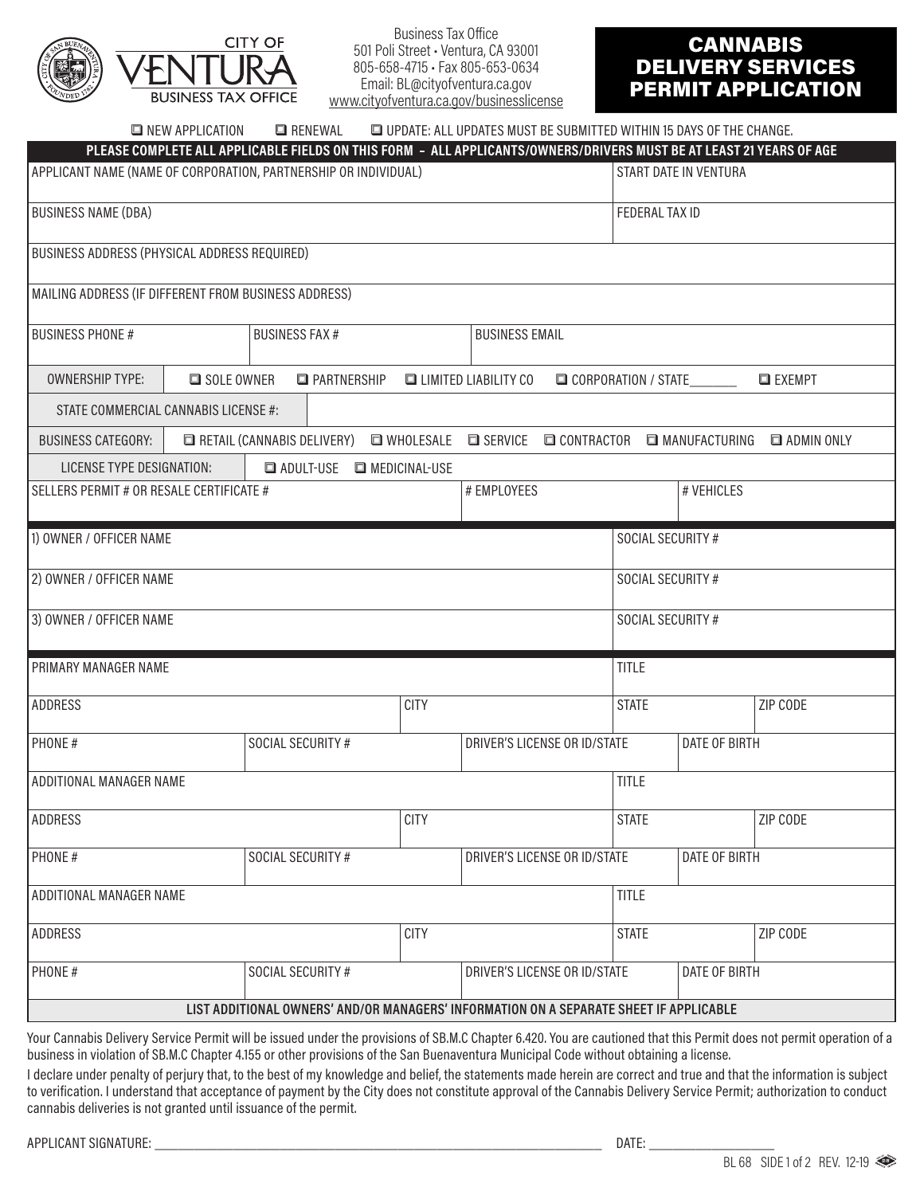CITY OF VENTURA BUSINESS TAX OFFICE

Business Tax Office
501 Poli Street • Ventura, CA 93001
805-658-4715 • Fax 805-653-0634
Email: BL@cityofventura.ca.gov
www.cityofventura.ca.gov/businesslicense

# CANNABIS DELIVERY SERVICES PERMIT APPLICATION

☐ NEW APPLICATION ☐ RENEWAL ☐ UPDATE: ALL UPDATES MUST BE SUBMITTED WITHIN 15 DAYS OF THE CHANGE.

**PLEASE COMPLETE ALL APPLICABLE FIELDS ON THIS FORM – ALL APPLICANTS/OWNERS/DRIVERS MUST BE AT LEAST 21 YEARS OF AGE**

| APPLICANT NAME (NAME OF CORPORATION, PARTNERSHIP OR INDIVIDUAL) | START DATE IN VENTURA |
|---|---|
| BUSINESS NAME (DBA) | FEDERAL TAX ID |

BUSINESS ADDRESS (PHYSICAL ADDRESS REQUIRED)

MAILING ADDRESS (IF DIFFERENT FROM BUSINESS ADDRESS)

| BUSINESS PHONE # | BUSINESS FAX # | BUSINESS EMAIL |
|---|---|---|

OWNERSHIP TYPE: ☐ SOLE OWNER ☐ PARTNERSHIP ☐ LIMITED LIABILITY CO ☐ CORPORATION / STATE_______ ☐ EXEMPT

STATE COMMERCIAL CANNABIS LICENSE #:

BUSINESS CATEGORY: ☐ RETAIL (CANNABIS DELIVERY) ☐ WHOLESALE ☐ SERVICE ☐ CONTRACTOR ☐ MANUFACTURING ☐ ADMIN ONLY

LICENSE TYPE DESIGNATION: ☐ ADULT-USE ☐ MEDICINAL-USE

| SELLERS PERMIT # OR RESALE CERTIFICATE # | # EMPLOYEES | # VEHICLES |
|---|---|---|

| OWNER / OFFICER NAME | SOCIAL SECURITY # |
|---|---|
| 1) OWNER / OFFICER NAME | SOCIAL SECURITY # |
| 2) OWNER / OFFICER NAME | SOCIAL SECURITY # |
| 3) OWNER / OFFICER NAME | SOCIAL SECURITY # |

| PRIMARY MANAGER NAME | | | TITLE | |
|---|---|---|---|---|
| ADDRESS | | CITY | STATE | ZIP CODE |
| PHONE # | SOCIAL SECURITY # | DRIVER'S LICENSE OR ID/STATE | | DATE OF BIRTH |
| ADDITIONAL MANAGER NAME | | | TITLE | |
| ADDRESS | | CITY | STATE | ZIP CODE |
| PHONE # | SOCIAL SECURITY # | DRIVER'S LICENSE OR ID/STATE | | DATE OF BIRTH |
| ADDITIONAL MANAGER NAME | | | TITLE | |
| ADDRESS | | CITY | STATE | ZIP CODE |
| PHONE # | SOCIAL SECURITY # | DRIVER'S LICENSE OR ID/STATE | | DATE OF BIRTH |

**LIST ADDITIONAL OWNERS' AND/OR MANAGERS' INFORMATION ON A SEPARATE SHEET IF APPLICABLE**

Your Cannabis Delivery Service Permit will be issued under the provisions of SB.M.C Chapter 6.420. You are cautioned that this Permit does not permit operation of a business in violation of SB.M.C Chapter 4.155 or other provisions of the San Buenaventura Municipal Code without obtaining a license.

I declare under penalty of perjury that, to the best of my knowledge and belief, the statements made herein are correct and true and that the information is subject to verification. I understand that acceptance of payment by the City does not constitute approval of the Cannabis Delivery Service Permit; authorization to conduct cannabis deliveries is not granted until issuance of the permit.

APPLICANT SIGNATURE: ______________________________ DATE: ______________

BL 68 SIDE 1 of 2 REV. 12-19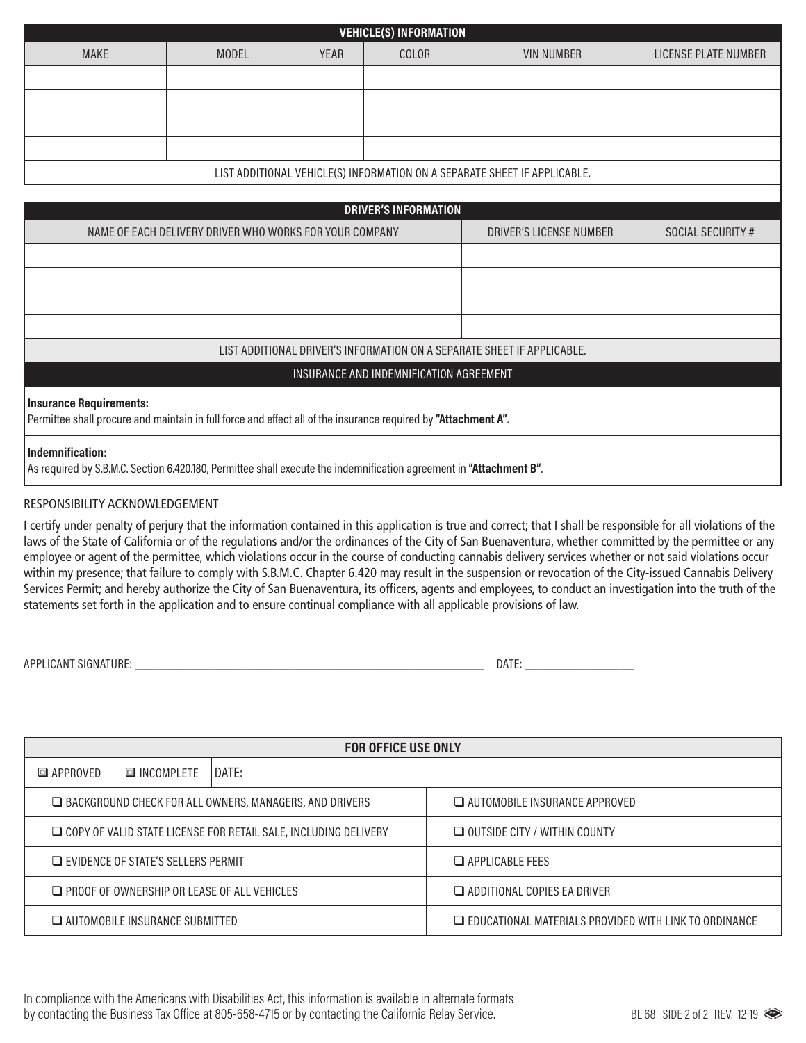## VEHICLE(S) INFORMATION

| MAKE | MODEL | YEAR | COLOR | VIN NUMBER | LICENSE PLATE NUMBER |
|---|---|---|---|---|---|
| | | | | | |
| | | | | | |
| | | | | | |
| | | | | | |

LIST ADDITIONAL VEHICLE(S) INFORMATION ON A SEPARATE SHEET IF APPLICABLE.

## DRIVER'S INFORMATION

| NAME OF EACH DELIVERY DRIVER WHO WORKS FOR YOUR COMPANY | DRIVER'S LICENSE NUMBER | SOCIAL SECURITY # |
|---|---|---|
| | | |
| | | |
| | | |
| | | |

LIST ADDITIONAL DRIVER'S INFORMATION ON A SEPARATE SHEET IF APPLICABLE.

## INSURANCE AND INDEMNIFICATION AGREEMENT

**Insurance Requirements:**
Permittee shall procure and maintain in full force and effect all of the insurance required by **"Attachment A"**.

**Indemnification:**
As required by S.B.M.C. Section 6.420.180, Permittee shall execute the indemnification agreement in **"Attachment B"**.

RESPONSIBILITY ACKNOWLEDGEMENT

I certify under penalty of perjury that the information contained in this application is true and correct; that I shall be responsible for all violations of the laws of the State of California or of the regulations and/or the ordinances of the City of San Buenaventura, whether committed by the permittee or any employee or agent of the permittee, which violations occur in the course of conducting cannabis delivery services whether or not said violations occur within my presence; that failure to comply with S.B.M.C. Chapter 6.420 may result in the suspension or revocation of the City-issued Cannabis Delivery Services Permit; and hereby authorize the City of San Buenaventura, its officers, agents and employees, to conduct an investigation into the truth of the statements set forth in the application and to ensure continual compliance with all applicable provisions of law.

APPLICANT SIGNATURE: ______________________________ DATE: ______________

## FOR OFFICE USE ONLY

| ☐ APPROVED ☐ INCOMPLETE | DATE: |
|---|---|
| ☐ BACKGROUND CHECK FOR ALL OWNERS, MANAGERS, AND DRIVERS | ☐ AUTOMOBILE INSURANCE APPROVED |
| ☐ COPY OF VALID STATE LICENSE FOR RETAIL SALE, INCLUDING DELIVERY | ☐ OUTSIDE CITY / WITHIN COUNTY |
| ☐ EVIDENCE OF STATE'S SELLERS PERMIT | ☐ APPLICABLE FEES |
| ☐ PROOF OF OWNERSHIP OR LEASE OF ALL VEHICLES | ☐ ADDITIONAL COPIES EA DRIVER |
| ☐ AUTOMOBILE INSURANCE SUBMITTED | ☐ EDUCATIONAL MATERIALS PROVIDED WITH LINK TO ORDINANCE |

In compliance with the Americans with Disabilities Act, this information is available in alternate formats by contacting the Business Tax Office at 805-658-4715 or by contacting the California Relay Service.

BL 68 SIDE 2 of 2 REV. 12-19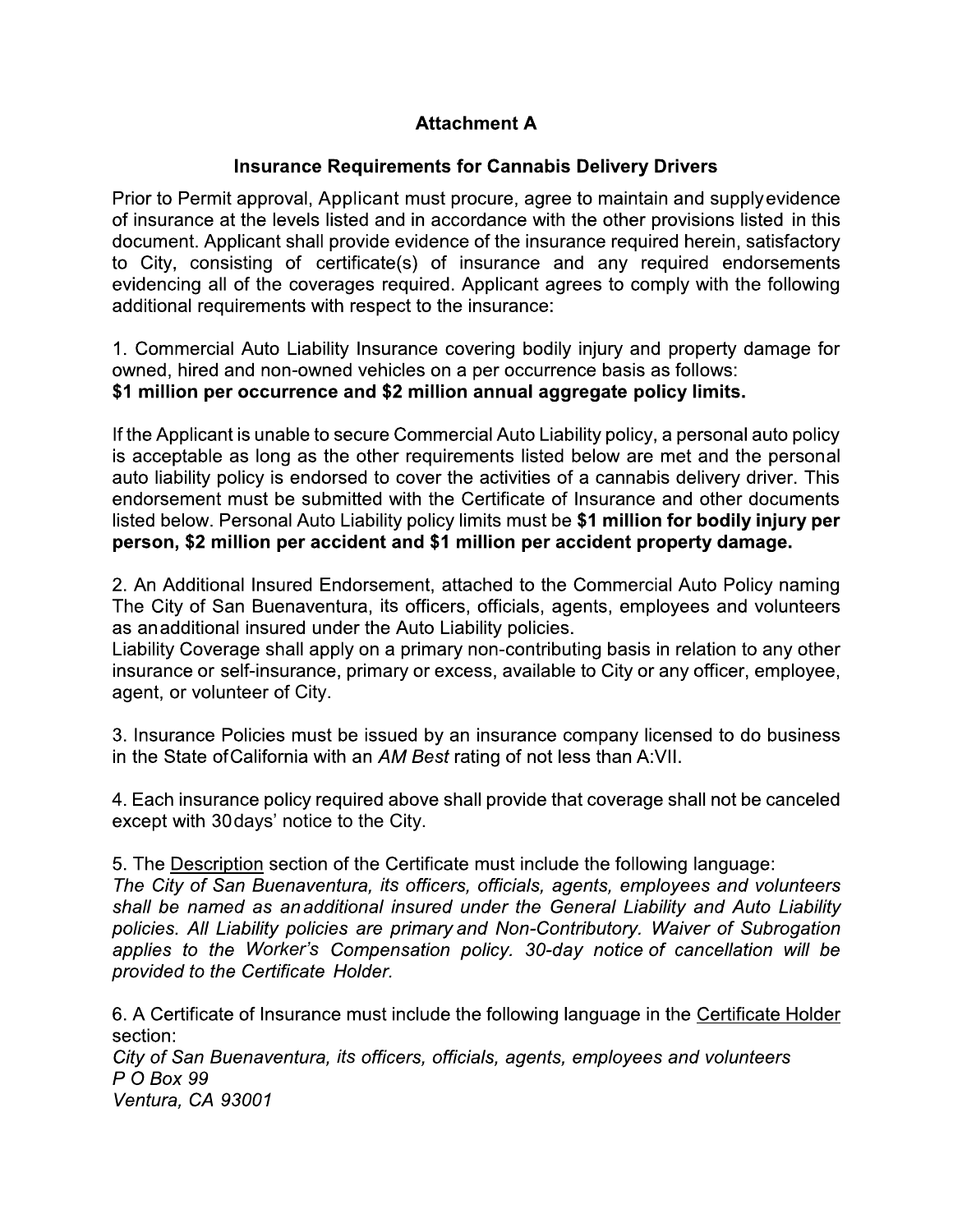# Attachment A

## Insurance Requirements for Cannabis Delivery Drivers

Prior to Permit approval, Applicant must procure, agree to maintain and supply evidence of insurance at the levels listed and in accordance with the other provisions listed in this document. Applicant shall provide evidence of the insurance required herein, satisfactory to City, consisting of certificate(s) of insurance and any required endorsements evidencing all of the coverages required. Applicant agrees to comply with the following additional requirements with respect to the insurance:

1. Commercial Auto Liability Insurance covering bodily injury and property damage for owned, hired and non-owned vehicles on a per occurrence basis as follows: **$1 million per occurrence and $2 million annual aggregate policy limits.**

If the Applicant is unable to secure Commercial Auto Liability policy, a personal auto policy is acceptable as long as the other requirements listed below are met and the personal auto liability policy is endorsed to cover the activities of a cannabis delivery driver. This endorsement must be submitted with the Certificate of Insurance and other documents listed below. Personal Auto Liability policy limits must be **$1 million for bodily injury per person, $2 million per accident and $1 million per accident property damage.**

2. An Additional Insured Endorsement, attached to the Commercial Auto Policy naming The City of San Buenaventura, its officers, officials, agents, employees and volunteers as an additional insured under the Auto Liability policies.
Liability Coverage shall apply on a primary non-contributing basis in relation to any other insurance or self-insurance, primary or excess, available to City or any officer, employee, agent, or volunteer of City.

3. Insurance Policies must be issued by an insurance company licensed to do business in the State of California with an *AM Best* rating of not less than A:VII.

4. Each insurance policy required above shall provide that coverage shall not be canceled except with 30 days' notice to the City.

5. The <u>Description</u> section of the Certificate must include the following language:
*The City of San Buenaventura, its officers, officials, agents, employees and volunteers shall be named as an additional insured under the General Liability and Auto Liability policies. All Liability policies are primary and Non-Contributory. Waiver of Subrogation applies to the Worker's Compensation policy. 30-day notice of cancellation will be provided to the Certificate Holder.*

6. A Certificate of Insurance must include the following language in the <u>Certificate Holder</u> section:
*City of San Buenaventura, its officers, officials, agents, employees and volunteers*
*P O Box 99*
*Ventura, CA 93001*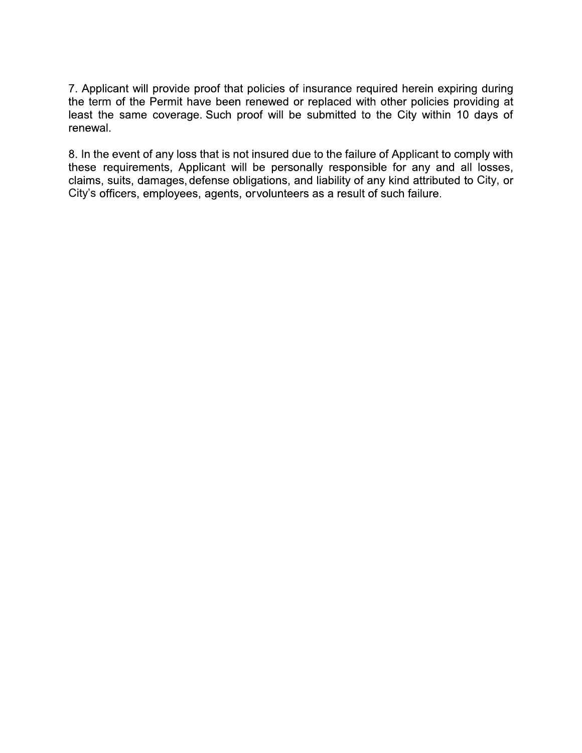7. Applicant will provide proof that policies of insurance required herein expiring during the term of the Permit have been renewed or replaced with other policies providing at least the same coverage. Such proof will be submitted to the City within 10 days of renewal.

8. In the event of any loss that is not insured due to the failure of Applicant to comply with these requirements, Applicant will be personally responsible for any and all losses, claims, suits, damages, defense obligations, and liability of any kind attributed to City, or City's officers, employees, agents, orvolunteers as a result of such failure.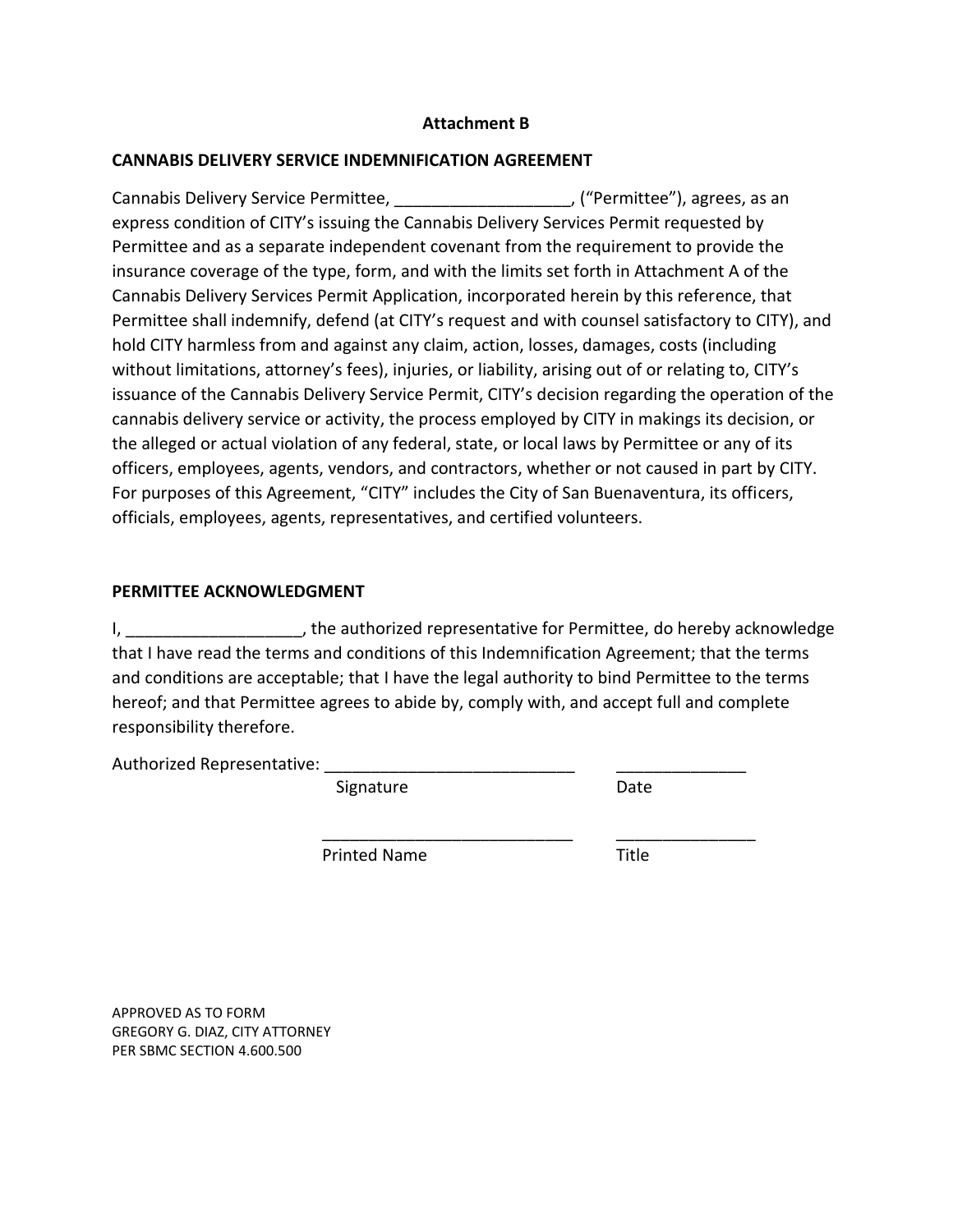**Attachment B**

**CANNABIS DELIVERY SERVICE INDEMNIFICATION AGREEMENT**

Cannabis Delivery Service Permittee, ___________________, ("Permittee"), agrees, as an express condition of CITY's issuing the Cannabis Delivery Services Permit requested by Permittee and as a separate independent covenant from the requirement to provide the insurance coverage of the type, form, and with the limits set forth in Attachment A of the Cannabis Delivery Services Permit Application, incorporated herein by this reference, that Permittee shall indemnify, defend (at CITY's request and with counsel satisfactory to CITY), and hold CITY harmless from and against any claim, action, losses, damages, costs (including without limitations, attorney's fees), injuries, or liability, arising out of or relating to, CITY's issuance of the Cannabis Delivery Service Permit, CITY's decision regarding the operation of the cannabis delivery service or activity, the process employed by CITY in makings its decision, or the alleged or actual violation of any federal, state, or local laws by Permittee or any of its officers, employees, agents, vendors, and contractors, whether or not caused in part by CITY. For purposes of this Agreement, "CITY" includes the City of San Buenaventura, its officers, officials, employees, agents, representatives, and certified volunteers.

**PERMITTEE ACKNOWLEDGMENT**

I, ___________________, the authorized representative for Permittee, do hereby acknowledge that I have read the terms and conditions of this Indemnification Agreement; that the terms and conditions are acceptable; that I have the legal authority to bind Permittee to the terms hereof; and that Permittee agrees to abide by, comply with, and accept full and complete responsibility therefore.

Authorized Representative: ___________________________ ______________

Signature Date

___________________________ _______________

Printed Name Title

APPROVED AS TO FORM
GREGORY G. DIAZ, CITY ATTORNEY
PER SBMC SECTION 4.600.500